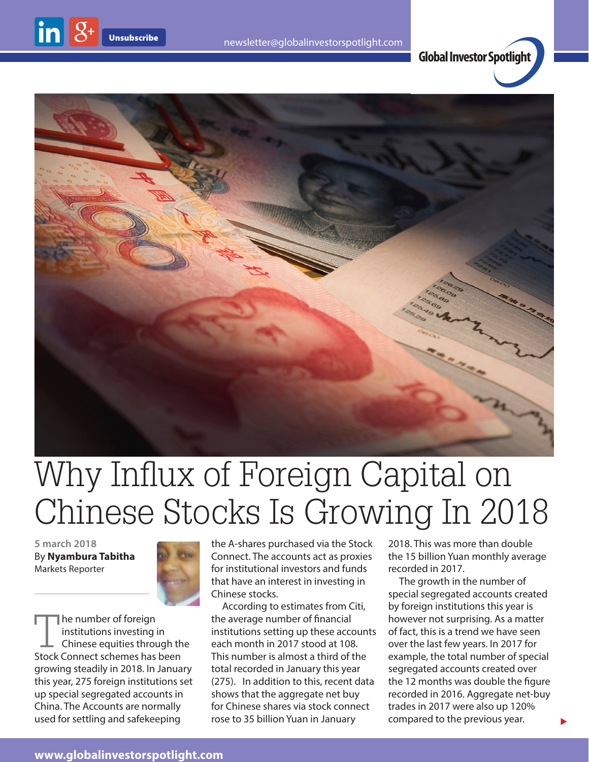Unsubscribe

newsletter@globalinvestorspotlight.com

Global Investor Spotlight

# Why Influx of Foreign Capital on Chinese Stocks Is Growing In 2018

5 march 2018
By **Nyambura Tabitha**
Markets Reporter

The number of foreign institutions investing in Chinese equities through the Stock Connect schemes has been growing steadily in 2018. In January this year, 275 foreign institutions set up special segregated accounts in China. The Accounts are normally used for settling and safekeeping the A-shares purchased via the Stock Connect. The accounts act as proxies for institutional investors and funds that have an interest in investing in Chinese stocks.

According to estimates from Citi, the average number of financial institutions setting up these accounts each month in 2017 stood at 108. This number is almost a third of the total recorded in January this year (275). In addition to this, recent data shows that the aggregate net buy for Chinese shares via stock connect rose to 35 billion Yuan in January 2018. This was more than double the 15 billion Yuan monthly average recorded in 2017.

The growth in the number of special segregated accounts created by foreign institutions this year is however not surprising. As a matter of fact, this is a trend we have seen over the last few years. In 2017 for example, the total number of special segregated accounts created over the 12 months was double the figure recorded in 2016. Aggregate net-buy trades in 2017 were also up 120% compared to the previous year.

www.globalinvestorspotlight.com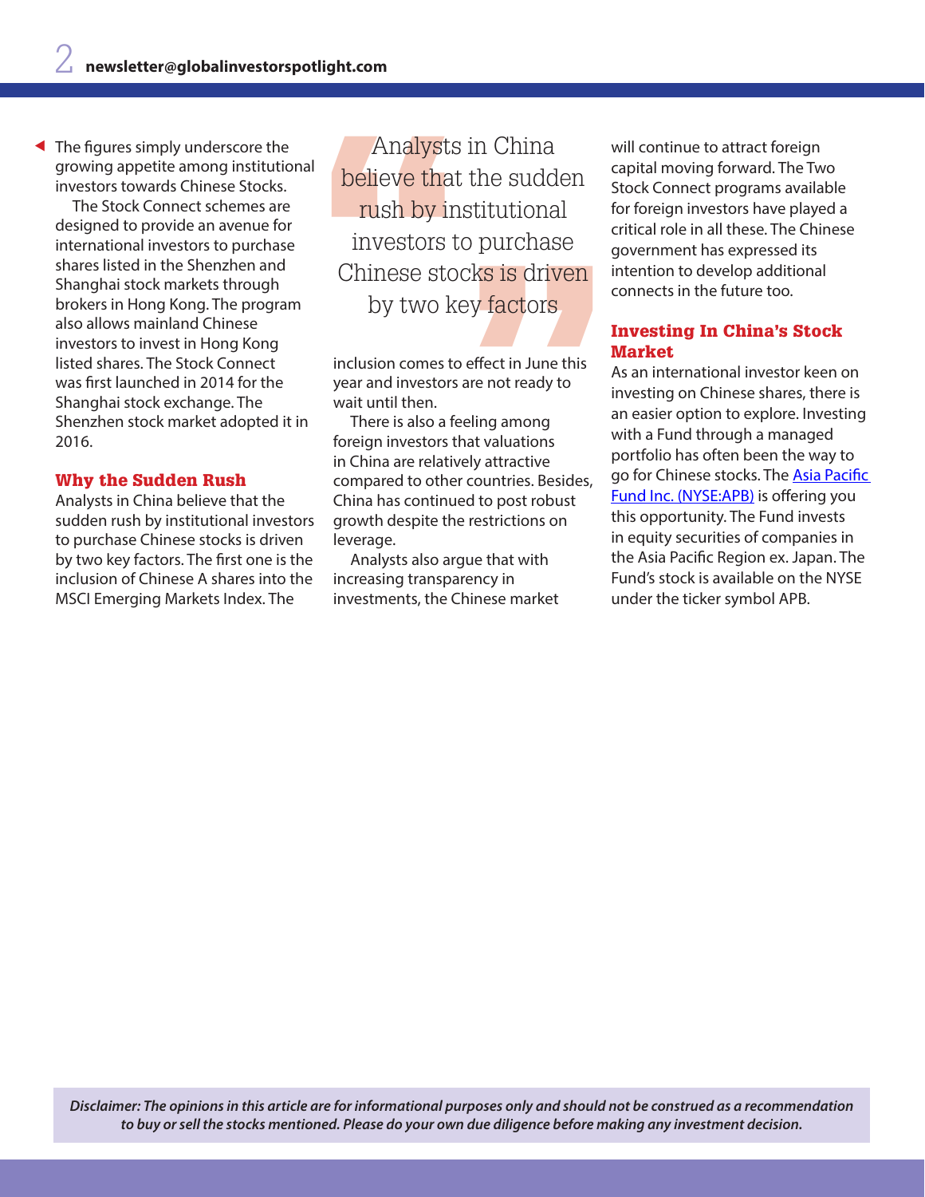The figures simply underscore the growing appetite among institutional investors towards Chinese Stocks.

The Stock Connect schemes are designed to provide an avenue for international investors to purchase shares listed in the Shenzhen and Shanghai stock markets through brokers in Hong Kong. The program also allows mainland Chinese investors to invest in Hong Kong listed shares. The Stock Connect was first launched in 2014 for the Shanghai stock exchange. The Shenzhen stock market adopted it in 2016.

## Why the Sudden Rush

Analysts in China believe that the sudden rush by institutional investors to purchase Chinese stocks is driven by two key factors. The first one is the inclusion of Chinese A shares into the MSCI Emerging Markets Index. The inclusion comes to effect in June this year and investors are not ready to wait until then.

> Analysts in China believe that the sudden rush by institutional investors to purchase Chinese stocks is driven by two key factors

There is also a feeling among foreign investors that valuations in China are relatively attractive compared to other countries. Besides, China has continued to post robust growth despite the restrictions on leverage.

Analysts also argue that with increasing transparency in investments, the Chinese market will continue to attract foreign capital moving forward. The Two Stock Connect programs available for foreign investors have played a critical role in all these. The Chinese government has expressed its intention to develop additional connects in the future too.

## Investing In China's Stock Market

As an international investor keen on investing on Chinese shares, there is an easier option to explore. Investing with a Fund through a managed portfolio has often been the way to go for Chinese stocks. The Asia Pacific Fund Inc. (NYSE:APB) is offering you this opportunity. The Fund invests in equity securities of companies in the Asia Pacific Region ex. Japan. The Fund's stock is available on the NYSE under the ticker symbol APB.

*Disclaimer: The opinions in this article are for informational purposes only and should not be construed as a recommendation to buy or sell the stocks mentioned. Please do your own due diligence before making any investment decision.*